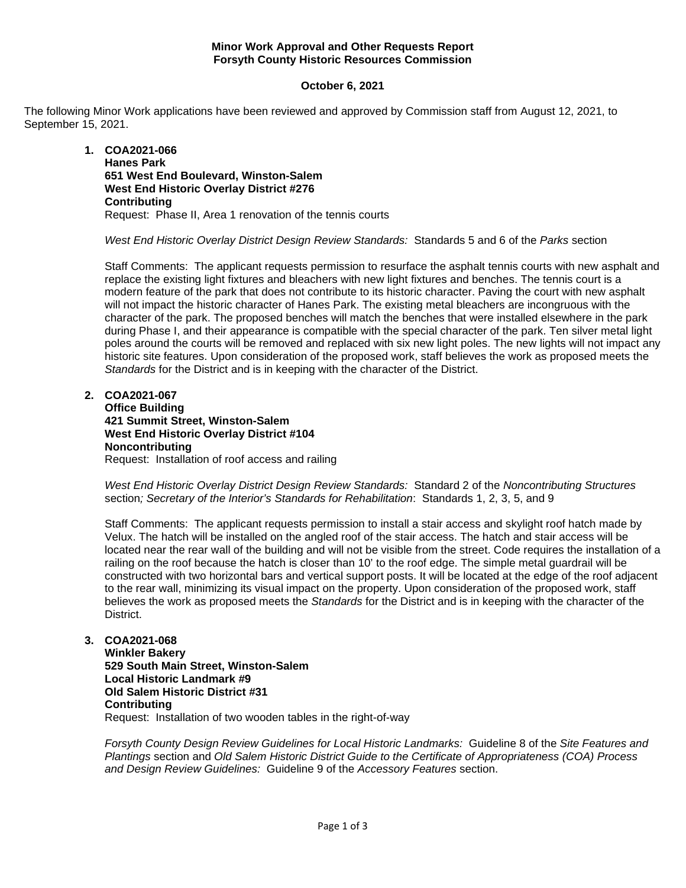**Minor Work Approval and Other Requests Report**
**Forsyth County Historic Resources Commission**

**October 6, 2021**

The following Minor Work applications have been reviewed and approved by Commission staff from August 12, 2021, to September 15, 2021.

1. **COA2021-066**
   **Hanes Park**
   **651 West End Boulevard, Winston-Salem**
   **West End Historic Overlay District #276**
   **Contributing**
   Request: Phase II, Area 1 renovation of the tennis courts

   *West End Historic Overlay District Design Review Standards:* Standards 5 and 6 of the *Parks* section

   Staff Comments: The applicant requests permission to resurface the asphalt tennis courts with new asphalt and replace the existing light fixtures and bleachers with new light fixtures and benches. The tennis court is a modern feature of the park that does not contribute to its historic character. Paving the court with new asphalt will not impact the historic character of Hanes Park. The existing metal bleachers are incongruous with the character of the park. The proposed benches will match the benches that were installed elsewhere in the park during Phase I, and their appearance is compatible with the special character of the park. Ten silver metal light poles around the courts will be removed and replaced with six new light poles. The new lights will not impact any historic site features. Upon consideration of the proposed work, staff believes the work as proposed meets the *Standards* for the District and is in keeping with the character of the District.

2. **COA2021-067**
   **Office Building**
   **421 Summit Street, Winston-Salem**
   **West End Historic Overlay District #104**
   **Noncontributing**
   Request: Installation of roof access and railing

   *West End Historic Overlay District Design Review Standards:* Standard 2 of the *Noncontributing Structures* section*; Secretary of the Interior's Standards for Rehabilitation*: Standards 1, 2, 3, 5, and 9

   Staff Comments: The applicant requests permission to install a stair access and skylight roof hatch made by Velux. The hatch will be installed on the angled roof of the stair access. The hatch and stair access will be located near the rear wall of the building and will not be visible from the street. Code requires the installation of a railing on the roof because the hatch is closer than 10' to the roof edge. The simple metal guardrail will be constructed with two horizontal bars and vertical support posts. It will be located at the edge of the roof adjacent to the rear wall, minimizing its visual impact on the property. Upon consideration of the proposed work, staff believes the work as proposed meets the *Standards* for the District and is in keeping with the character of the District.

3. **COA2021-068**
   **Winkler Bakery**
   **529 South Main Street, Winston-Salem**
   **Local Historic Landmark #9**
   **Old Salem Historic District #31**
   **Contributing**
   Request: Installation of two wooden tables in the right-of-way

   *Forsyth County Design Review Guidelines for Local Historic Landmarks:* Guideline 8 of the *Site Features and Plantings* section and *Old Salem Historic District Guide to the Certificate of Appropriateness (COA) Process and Design Review Guidelines:* Guideline 9 of the *Accessory Features* section.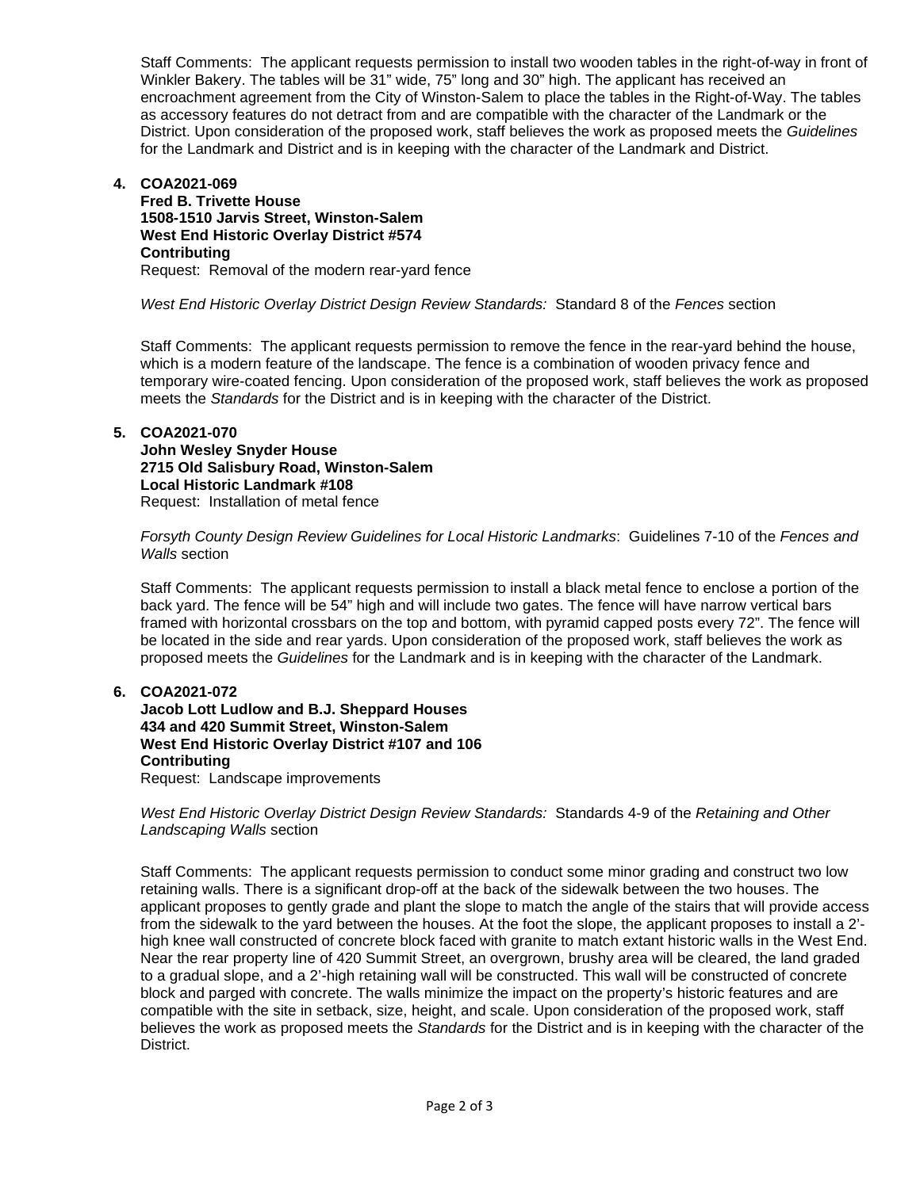Staff Comments: The applicant requests permission to install two wooden tables in the right-of-way in front of Winkler Bakery. The tables will be 31" wide, 75" long and 30" high. The applicant has received an encroachment agreement from the City of Winston-Salem to place the tables in the Right-of-Way. The tables as accessory features do not detract from and are compatible with the character of the Landmark or the District. Upon consideration of the proposed work, staff believes the work as proposed meets the *Guidelines* for the Landmark and District and is in keeping with the character of the Landmark and District.

4. **COA2021-069**
   **Fred B. Trivette House**
   **1508-1510 Jarvis Street, Winston-Salem**
   **West End Historic Overlay District #574**
   **Contributing**
   Request: Removal of the modern rear-yard fence

   *West End Historic Overlay District Design Review Standards:* Standard 8 of the *Fences* section

   Staff Comments: The applicant requests permission to remove the fence in the rear-yard behind the house, which is a modern feature of the landscape. The fence is a combination of wooden privacy fence and temporary wire-coated fencing. Upon consideration of the proposed work, staff believes the work as proposed meets the *Standards* for the District and is in keeping with the character of the District.

5. **COA2021-070**
   **John Wesley Snyder House**
   **2715 Old Salisbury Road, Winston-Salem**
   **Local Historic Landmark #108**
   Request: Installation of metal fence

   *Forsyth County Design Review Guidelines for Local Historic Landmarks*: Guidelines 7-10 of the *Fences and Walls* section

   Staff Comments: The applicant requests permission to install a black metal fence to enclose a portion of the back yard. The fence will be 54" high and will include two gates. The fence will have narrow vertical bars framed with horizontal crossbars on the top and bottom, with pyramid capped posts every 72". The fence will be located in the side and rear yards. Upon consideration of the proposed work, staff believes the work as proposed meets the *Guidelines* for the Landmark and is in keeping with the character of the Landmark.

6. **COA2021-072**
   **Jacob Lott Ludlow and B.J. Sheppard Houses**
   **434 and 420 Summit Street, Winston-Salem**
   **West End Historic Overlay District #107 and 106**
   **Contributing**
   Request: Landscape improvements

   *West End Historic Overlay District Design Review Standards:* Standards 4-9 of the *Retaining and Other Landscaping Walls* section

   Staff Comments: The applicant requests permission to conduct some minor grading and construct two low retaining walls. There is a significant drop-off at the back of the sidewalk between the two houses. The applicant proposes to gently grade and plant the slope to match the angle of the stairs that will provide access from the sidewalk to the yard between the houses. At the foot the slope, the applicant proposes to install a 2'-high knee wall constructed of concrete block faced with granite to match extant historic walls in the West End. Near the rear property line of 420 Summit Street, an overgrown, brushy area will be cleared, the land graded to a gradual slope, and a 2'-high retaining wall will be constructed. This wall will be constructed of concrete block and parged with concrete. The walls minimize the impact on the property's historic features and are compatible with the site in setback, size, height, and scale. Upon consideration of the proposed work, staff believes the work as proposed meets the *Standards* for the District and is in keeping with the character of the District.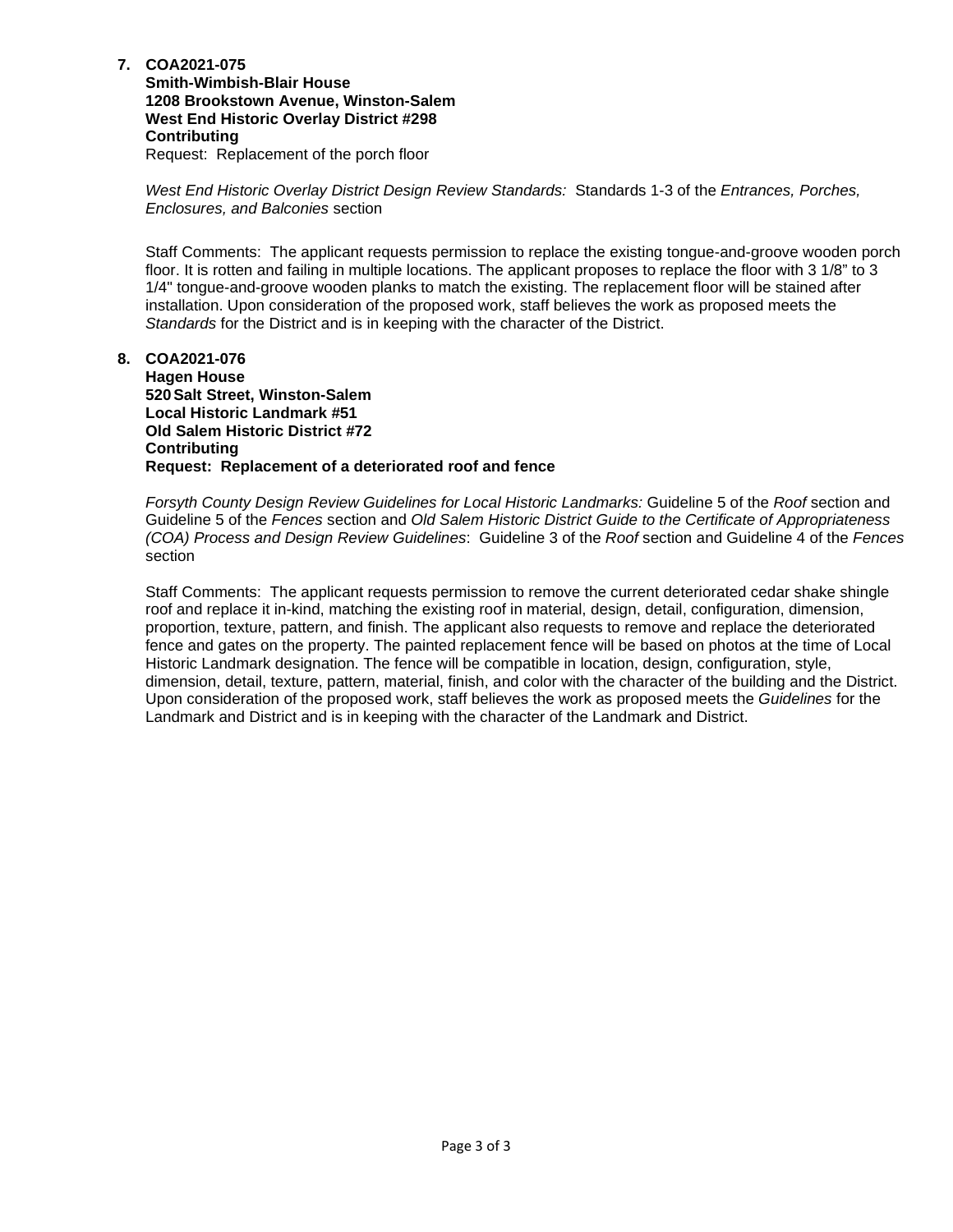7. **COA2021-075**
   **Smith-Wimbish-Blair House**
   **1208 Brookstown Avenue, Winston-Salem**
   **West End Historic Overlay District #298**
   **Contributing**
   Request: Replacement of the porch floor

   *West End Historic Overlay District Design Review Standards:* Standards 1-3 of the *Entrances, Porches, Enclosures, and Balconies* section

   Staff Comments: The applicant requests permission to replace the existing tongue-and-groove wooden porch floor. It is rotten and failing in multiple locations. The applicant proposes to replace the floor with 3 1/8" to 3 1/4" tongue-and-groove wooden planks to match the existing. The replacement floor will be stained after installation. Upon consideration of the proposed work, staff believes the work as proposed meets the *Standards* for the District and is in keeping with the character of the District.

8. **COA2021-076**
   **Hagen House**
   **520 Salt Street, Winston-Salem**
   **Local Historic Landmark #51**
   **Old Salem Historic District #72**
   **Contributing**
   **Request: Replacement of a deteriorated roof and fence**

   *Forsyth County Design Review Guidelines for Local Historic Landmarks:* Guideline 5 of the *Roof* section and Guideline 5 of the *Fences* section and *Old Salem Historic District Guide to the Certificate of Appropriateness (COA) Process and Design Review Guidelines*: Guideline 3 of the *Roof* section and Guideline 4 of the *Fences* section

   Staff Comments: The applicant requests permission to remove the current deteriorated cedar shake shingle roof and replace it in-kind, matching the existing roof in material, design, detail, configuration, dimension, proportion, texture, pattern, and finish. The applicant also requests to remove and replace the deteriorated fence and gates on the property. The painted replacement fence will be based on photos at the time of Local Historic Landmark designation. The fence will be compatible in location, design, configuration, style, dimension, detail, texture, pattern, material, finish, and color with the character of the building and the District. Upon consideration of the proposed work, staff believes the work as proposed meets the *Guidelines* for the Landmark and District and is in keeping with the character of the Landmark and District.